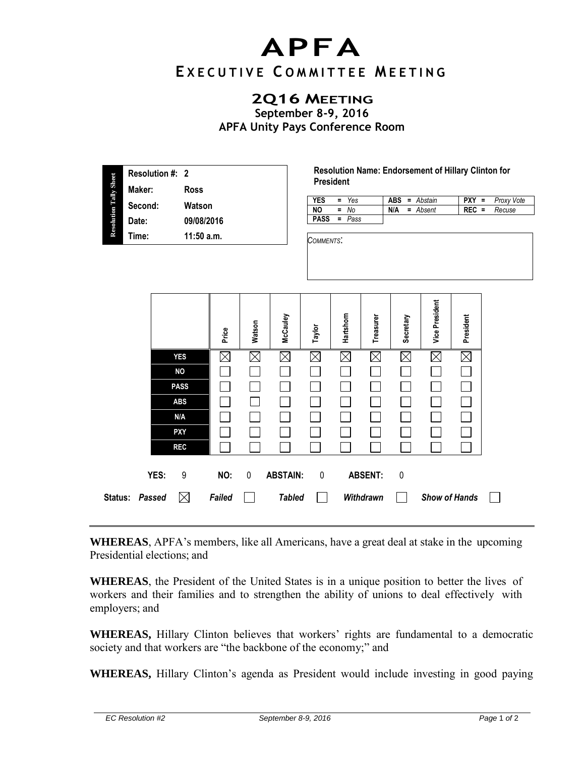# APFA

## EXECUTIVE COMMITTEE MEETING

### 2Q16 MEETING

**September 8-9, 2016**

**APFA Unity Pays Conference Room**

**Resolution Tally Sheet**

| | |
|---|---|
| **Resolution #:** | **2** |
| **Maker:** | **Ross** |
| **Second:** | **Watson** |
| **Date:** | **09/08/2016** |
| **Time:** | **11:50 a.m.** |

**Resolution Name: Endorsement of Hillary Clinton for President**

| | | |
|---|---|---|
| **YES** = *Yes* | **ABS** = *Abstain* | **PXY** = *Proxy Vote* |
| **NO** = *No* | **N/A** = *Absent* | **REC** = *Recuse* |
| **PASS** = *Pass* | | |

*COMMENTS*:

| | Price | Watson | McCauley | Taylor | Hartshorn | Treasurer | Secretary | Vice President | President |
|---|---|---|---|---|---|---|---|---|---|
| **YES** | ☒ | ☒ | ☒ | ☒ | ☒ | ☒ | ☒ | ☒ | ☒ |
| **NO** | ☐ | ☐ | ☐ | ☐ | ☐ | ☐ | ☐ | ☐ | ☐ |
| **PASS** | ☐ | ☐ | ☐ | ☐ | ☐ | ☐ | ☐ | ☐ | ☐ |
| **ABS** | ☐ | ☐ | ☐ | ☐ | ☐ | ☐ | ☐ | ☐ | ☐ |
| **N/A** | ☐ | ☐ | ☐ | ☐ | ☐ | ☐ | ☐ | ☐ | ☐ |
| **PXY** | ☐ | ☐ | ☐ | ☐ | ☐ | ☐ | ☐ | ☐ | ☐ |
| **REC** | ☐ | ☐ | ☐ | ☐ | ☐ | ☐ | ☐ | ☐ | ☐ |

**YES:** 9 **NO:** 0 **ABSTAIN:** 0 **ABSENT:** 0

**Status:** ***Passed*** ☒ ***Failed*** ☐ ***Tabled*** ☐ ***Withdrawn*** ☐ ***Show of Hands*** ☐

---

**WHEREAS**, APFA's members, like all Americans, have a great deal at stake in the upcoming Presidential elections; and

**WHEREAS**, the President of the United States is in a unique position to better the lives of workers and their families and to strengthen the ability of unions to deal effectively with employers; and

**WHEREAS,** Hillary Clinton believes that workers' rights are fundamental to a democratic society and that workers are "the backbone of the economy;" and

**WHEREAS,** Hillary Clinton's agenda as President would include investing in good paying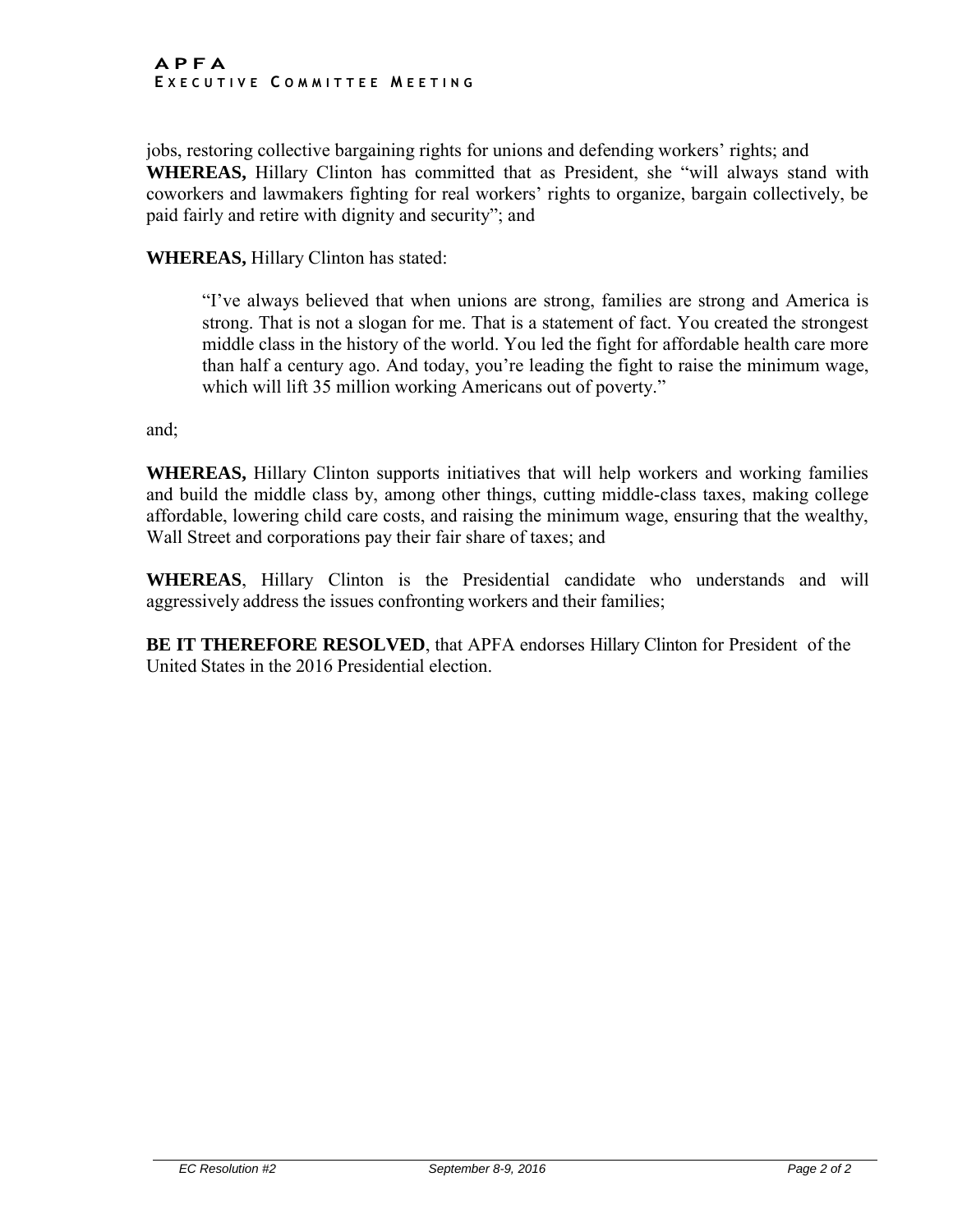jobs, restoring collective bargaining rights for unions and defending workers' rights; and

**WHEREAS,** Hillary Clinton has committed that as President, she "will always stand with coworkers and lawmakers fighting for real workers' rights to organize, bargain collectively, be paid fairly and retire with dignity and security"; and

**WHEREAS,** Hillary Clinton has stated:

> "I've always believed that when unions are strong, families are strong and America is strong. That is not a slogan for me. That is a statement of fact. You created the strongest middle class in the history of the world. You led the fight for affordable health care more than half a century ago. And today, you're leading the fight to raise the minimum wage, which will lift 35 million working Americans out of poverty."

and;

**WHEREAS,** Hillary Clinton supports initiatives that will help workers and working families and build the middle class by, among other things, cutting middle-class taxes, making college affordable, lowering child care costs, and raising the minimum wage, ensuring that the wealthy, Wall Street and corporations pay their fair share of taxes; and

**WHEREAS**, Hillary Clinton is the Presidential candidate who understands and will aggressively address the issues confronting workers and their families;

**BE IT THEREFORE RESOLVED**, that APFA endorses Hillary Clinton for President of the United States in the 2016 Presidential election.